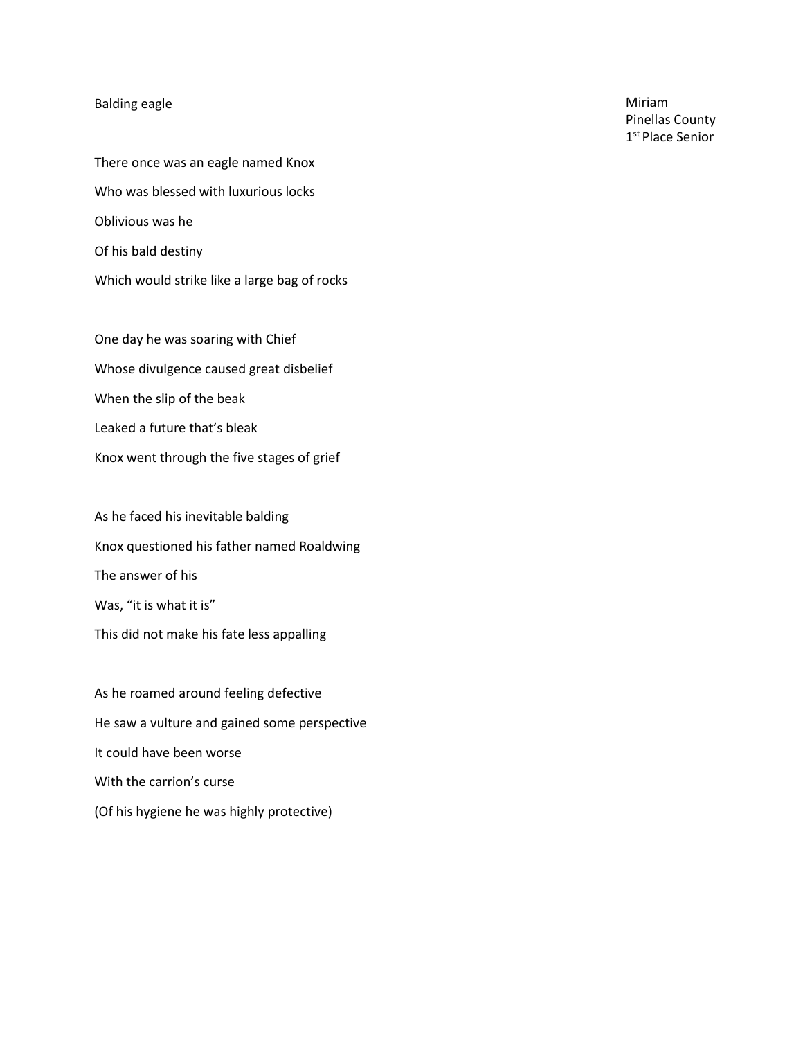# Balding eagle

Miriam
Pinellas County
1st Place Senior

There once was an eagle named Knox
Who was blessed with luxurious locks
Oblivious was he
Of his bald destiny
Which would strike like a large bag of rocks

One day he was soaring with Chief
Whose divulgence caused great disbelief
When the slip of the beak
Leaked a future that's bleak
Knox went through the five stages of grief

As he faced his inevitable balding
Knox questioned his father named Roaldwing
The answer of his
Was, "it is what it is"
This did not make his fate less appalling

As he roamed around feeling defective
He saw a vulture and gained some perspective
It could have been worse
With the carrion's curse
(Of his hygiene he was highly protective)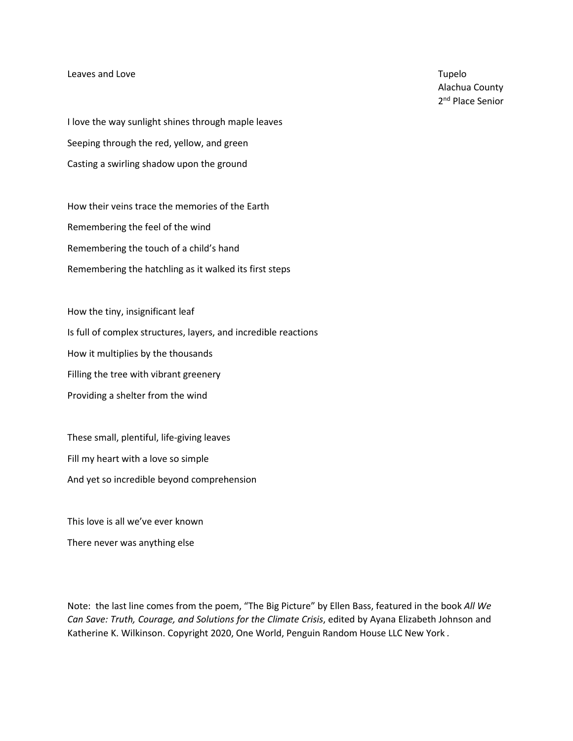Leaves and Love

Tupelo
Alachua County
2nd Place Senior

I love the way sunlight shines through maple leaves
Seeping through the red, yellow, and green
Casting a swirling shadow upon the ground

How their veins trace the memories of the Earth
Remembering the feel of the wind
Remembering the touch of a child's hand
Remembering the hatchling as it walked its first steps

How the tiny, insignificant leaf
Is full of complex structures, layers, and incredible reactions
How it multiplies by the thousands
Filling the tree with vibrant greenery
Providing a shelter from the wind

These small, plentiful, life-giving leaves
Fill my heart with a love so simple
And yet so incredible beyond comprehension

This love is all we've ever known
There never was anything else

Note: the last line comes from the poem, "The Big Picture" by Ellen Bass, featured in the book *All We Can Save: Truth, Courage, and Solutions for the Climate Crisis*, edited by Ayana Elizabeth Johnson and Katherine K. Wilkinson. Copyright 2020, One World, Penguin Random House LLC New York .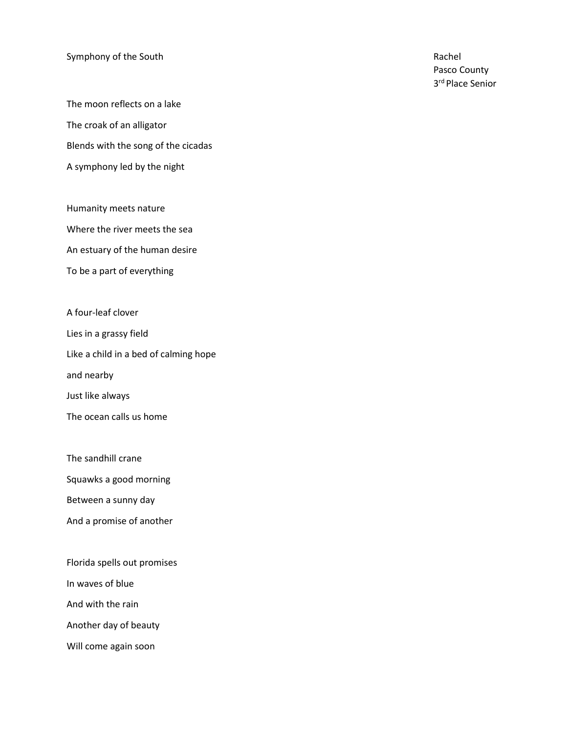## Symphony of the South

Rachel
Pasco County
3rd Place Senior

The moon reflects on a lake
The croak of an alligator
Blends with the song of the cicadas
A symphony led by the night

Humanity meets nature
Where the river meets the sea
An estuary of the human desire
To be a part of everything

A four-leaf clover
Lies in a grassy field
Like a child in a bed of calming hope
and nearby
Just like always
The ocean calls us home

The sandhill crane
Squawks a good morning
Between a sunny day
And a promise of another

Florida spells out promises
In waves of blue
And with the rain
Another day of beauty
Will come again soon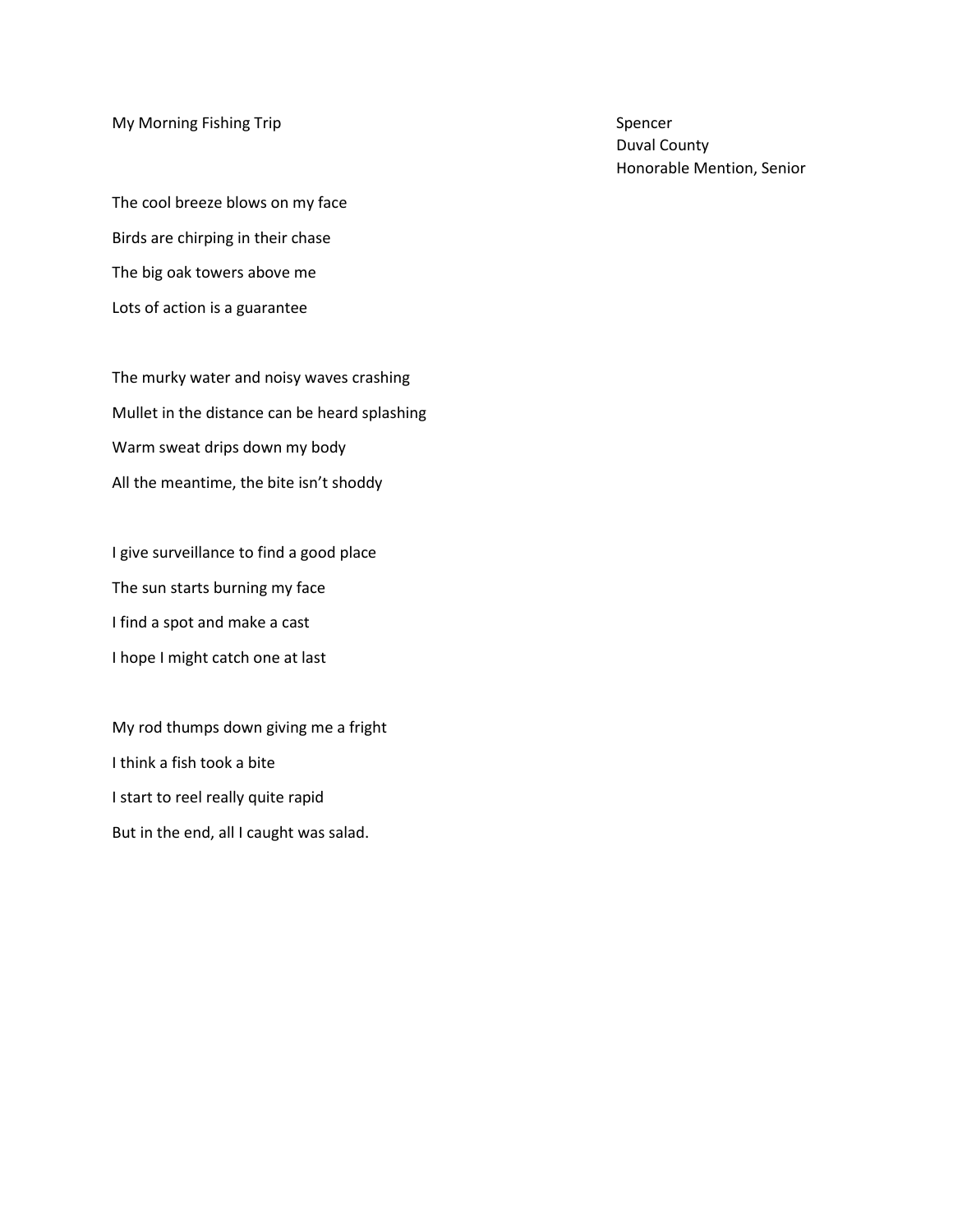# My Morning Fishing Trip

Spencer
Duval County
Honorable Mention, Senior

The cool breeze blows on my face
Birds are chirping in their chase
The big oak towers above me
Lots of action is a guarantee

The murky water and noisy waves crashing
Mullet in the distance can be heard splashing
Warm sweat drips down my body
All the meantime, the bite isn't shoddy

I give surveillance to find a good place
The sun starts burning my face
I find a spot and make a cast
I hope I might catch one at last

My rod thumps down giving me a fright
I think a fish took a bite
I start to reel really quite rapid
But in the end, all I caught was salad.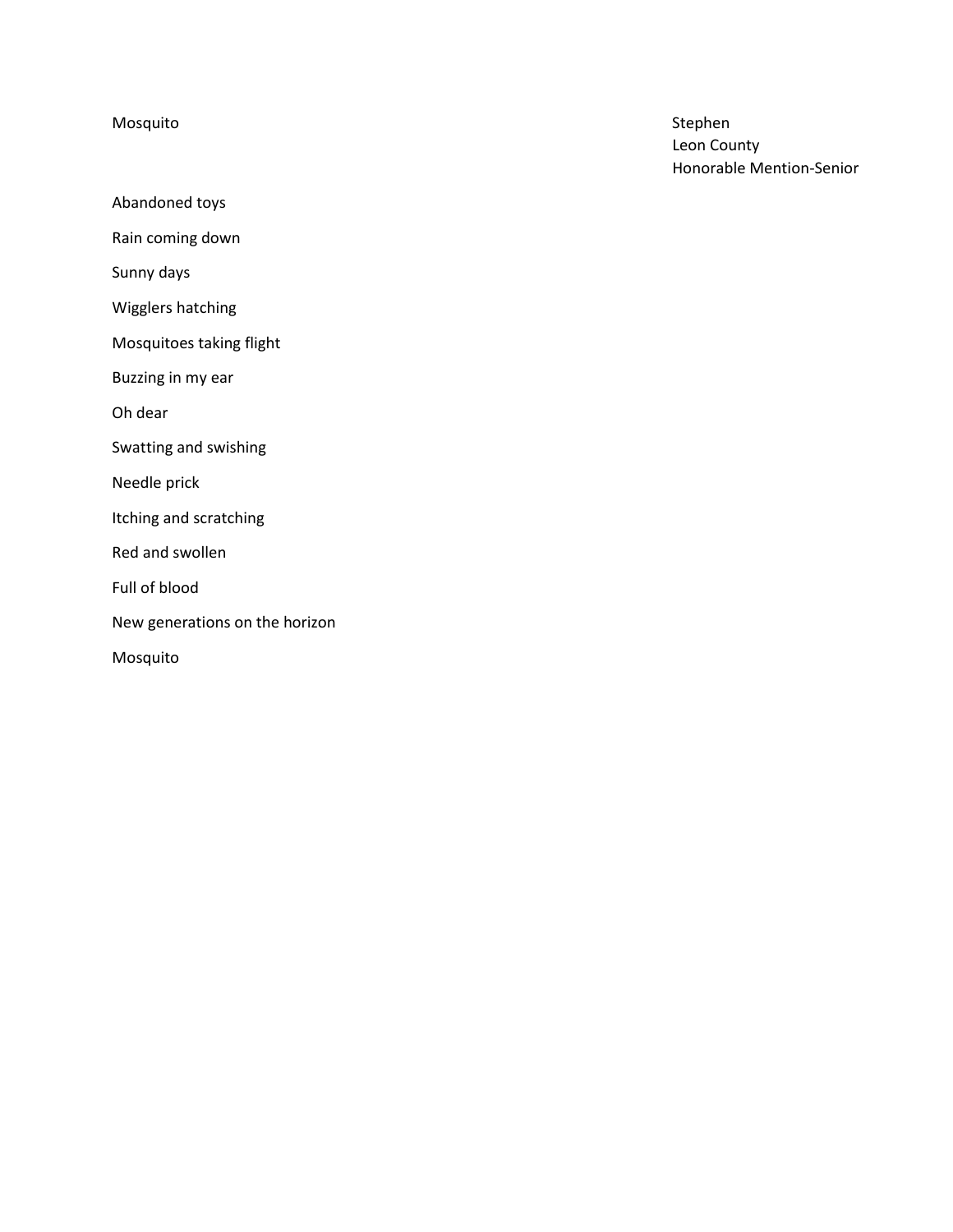Mosquito

Stephen
Leon County
Honorable Mention-Senior

Abandoned toys

Rain coming down

Sunny days

Wigglers hatching

Mosquitoes taking flight

Buzzing in my ear

Oh dear

Swatting and swishing

Needle prick

Itching and scratching

Red and swollen

Full of blood

New generations on the horizon

Mosquito